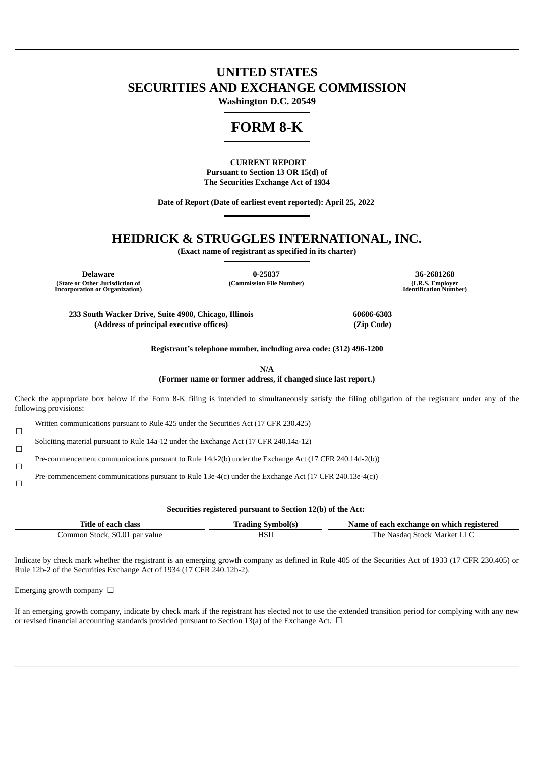# UNITED STATES
# SECURITIES AND EXCHANGE COMMISSION

**Washington D.C. 20549**

# FORM 8-K

**CURRENT REPORT**
**Pursuant to Section 13 OR 15(d) of**
**The Securities Exchange Act of 1934**

**Date of Report (Date of earliest event reported): April 25, 2022**

# HEIDRICK & STRUGGLES INTERNATIONAL, INC.

**(Exact name of registrant as specified in its charter)**

| Delaware | 0-25837 | 36-2681268 |
|---|---|---|
| (State or Other Jurisdiction of Incorporation or Organization) | (Commission File Number) | (I.R.S. Employer Identification Number) |

| 233 South Wacker Drive, Suite 4900, Chicago, Illinois | 60606-6303 |
|---|---|
| (Address of principal executive offices) | (Zip Code) |

**Registrant's telephone number, including area code: (312) 496-1200**

**N/A**
**(Former name or former address, if changed since last report.)**

Check the appropriate box below if the Form 8-K filing is intended to simultaneously satisfy the filing obligation of the registrant under any of the following provisions:

☐ Written communications pursuant to Rule 425 under the Securities Act (17 CFR 230.425)

☐ Soliciting material pursuant to Rule 14a-12 under the Exchange Act (17 CFR 240.14a-12)

☐ Pre-commencement communications pursuant to Rule 14d-2(b) under the Exchange Act (17 CFR 240.14d-2(b))

☐ Pre-commencement communications pursuant to Rule 13e-4(c) under the Exchange Act (17 CFR 240.13e-4(c))

**Securities registered pursuant to Section 12(b) of the Act:**

| Title of each class | Trading Symbol(s) | Name of each exchange on which registered |
|---|---|---|
| Common Stock, $0.01 par value | HSII | The Nasdaq Stock Market LLC |

Indicate by check mark whether the registrant is an emerging growth company as defined in Rule 405 of the Securities Act of 1933 (17 CFR 230.405) or Rule 12b-2 of the Securities Exchange Act of 1934 (17 CFR 240.12b-2).

Emerging growth company ☐

If an emerging growth company, indicate by check mark if the registrant has elected not to use the extended transition period for complying with any new or revised financial accounting standards provided pursuant to Section 13(a) of the Exchange Act. ☐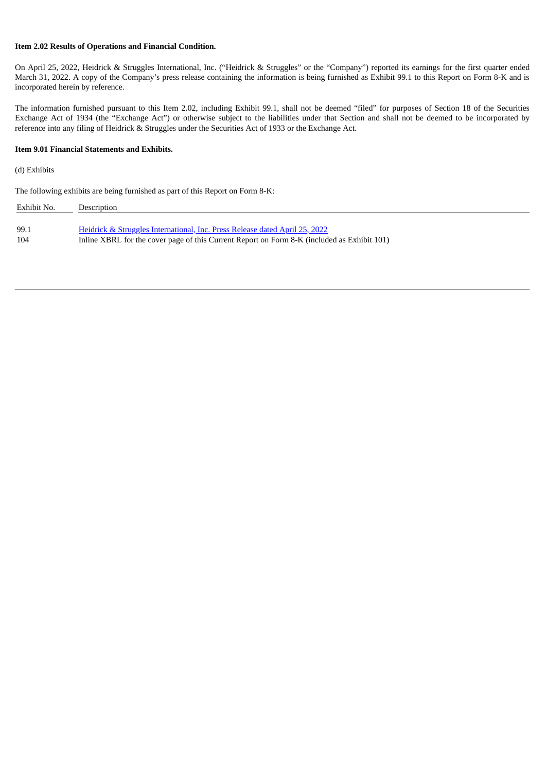**Item 2.02 Results of Operations and Financial Condition.**

On April 25, 2022, Heidrick & Struggles International, Inc. ("Heidrick & Struggles" or the "Company") reported its earnings for the first quarter ended March 31, 2022. A copy of the Company's press release containing the information is being furnished as Exhibit 99.1 to this Report on Form 8-K and is incorporated herein by reference.

The information furnished pursuant to this Item 2.02, including Exhibit 99.1, shall not be deemed "filed" for purposes of Section 18 of the Securities Exchange Act of 1934 (the "Exchange Act") or otherwise subject to the liabilities under that Section and shall not be deemed to be incorporated by reference into any filing of Heidrick & Struggles under the Securities Act of 1933 or the Exchange Act.

**Item 9.01 Financial Statements and Exhibits.**

(d) Exhibits

The following exhibits are being furnished as part of this Report on Form 8-K:

| Exhibit No. | Description |
|---|---|
| 99.1 | Heidrick & Struggles International, Inc. Press Release dated April 25, 2022 |
| 104 | Inline XBRL for the cover page of this Current Report on Form 8-K (included as Exhibit 101) |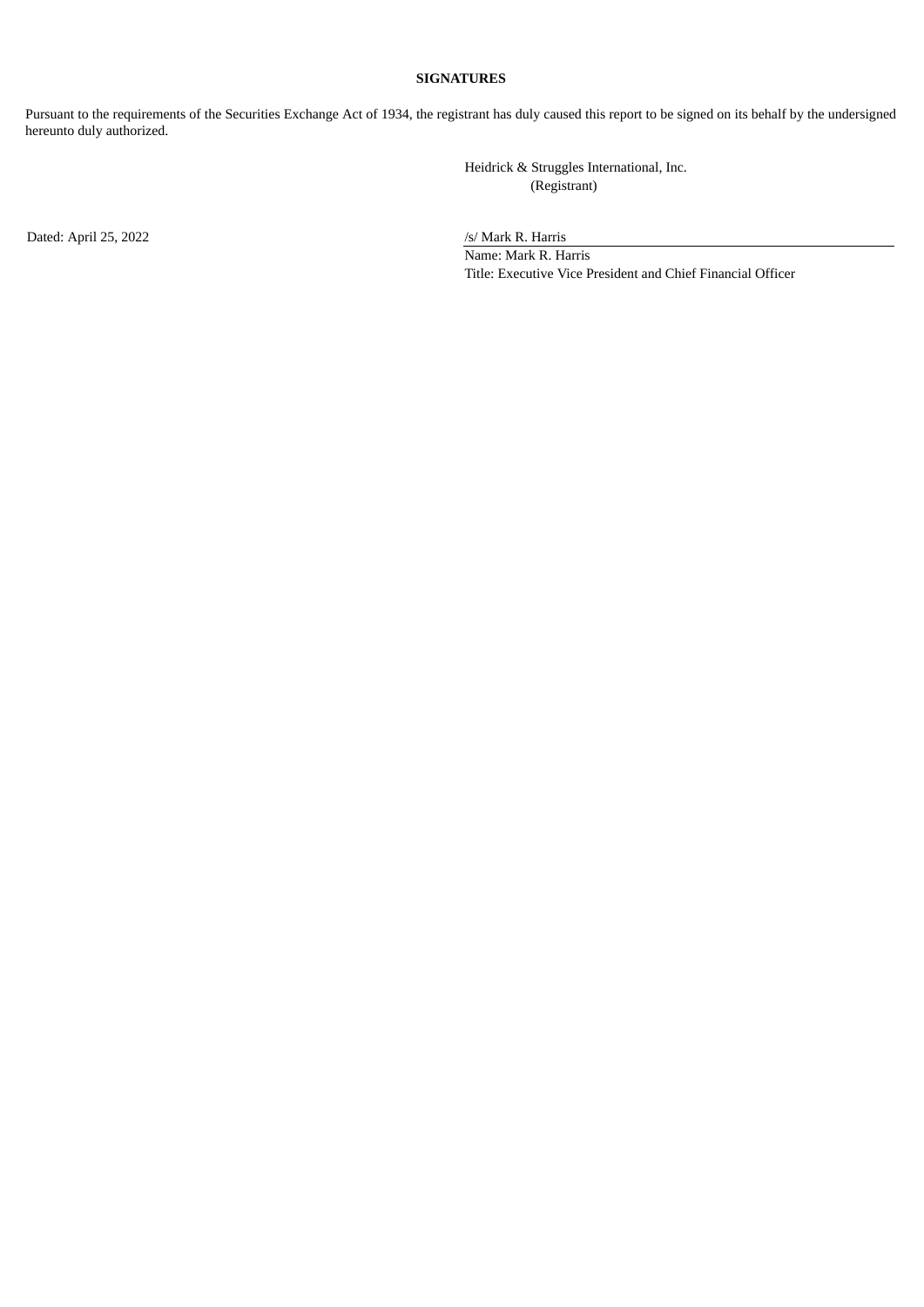**SIGNATURES**

Pursuant to the requirements of the Securities Exchange Act of 1934, the registrant has duly caused this report to be signed on its behalf by the undersigned hereunto duly authorized.

Heidrick & Struggles International, Inc.
(Registrant)

Dated: April 25, 2022

/s/ Mark R. Harris
Name: Mark R. Harris
Title: Executive Vice President and Chief Financial Officer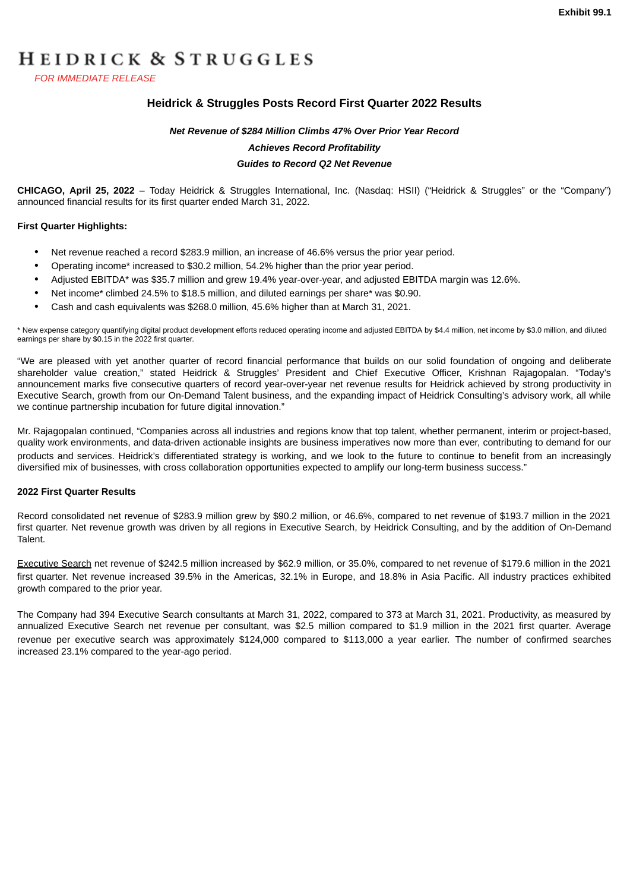Exhibit 99.1

# HEIDRICK & STRUGGLES

*FOR IMMEDIATE RELEASE*

## Heidrick & Struggles Posts Record First Quarter 2022 Results

***Net Revenue of $284 Million Climbs 47% Over Prior Year Record***

***Achieves Record Profitability***

***Guides to Record Q2 Net Revenue***

**CHICAGO, April 25, 2022** – Today Heidrick & Struggles International, Inc. (Nasdaq: HSII) ("Heidrick & Struggles" or the "Company") announced financial results for its first quarter ended March 31, 2022.

**First Quarter Highlights:**

- Net revenue reached a record $283.9 million, an increase of 46.6% versus the prior year period.
- Operating income* increased to $30.2 million, 54.2% higher than the prior year period.
- Adjusted EBITDA* was $35.7 million and grew 19.4% year-over-year, and adjusted EBITDA margin was 12.6%.
- Net income* climbed 24.5% to $18.5 million, and diluted earnings per share* was $0.90.
- Cash and cash equivalents was $268.0 million, 45.6% higher than at March 31, 2021.

* New expense category quantifying digital product development efforts reduced operating income and adjusted EBITDA by $4.4 million, net income by $3.0 million, and diluted earnings per share by $0.15 in the 2022 first quarter.

"We are pleased with yet another quarter of record financial performance that builds on our solid foundation of ongoing and deliberate shareholder value creation," stated Heidrick & Struggles' President and Chief Executive Officer, Krishnan Rajagopalan. "Today's announcement marks five consecutive quarters of record year-over-year net revenue results for Heidrick achieved by strong productivity in Executive Search, growth from our On-Demand Talent business, and the expanding impact of Heidrick Consulting's advisory work, all while we continue partnership incubation for future digital innovation."

Mr. Rajagopalan continued, "Companies across all industries and regions know that top talent, whether permanent, interim or project-based, quality work environments, and data-driven actionable insights are business imperatives now more than ever, contributing to demand for our products and services. Heidrick's differentiated strategy is working, and we look to the future to continue to benefit from an increasingly diversified mix of businesses, with cross collaboration opportunities expected to amplify our long-term business success."

**2022 First Quarter Results**

Record consolidated net revenue of $283.9 million grew by $90.2 million, or 46.6%, compared to net revenue of $193.7 million in the 2021 first quarter. Net revenue growth was driven by all regions in Executive Search, by Heidrick Consulting, and by the addition of On-Demand Talent.

Executive Search net revenue of $242.5 million increased by $62.9 million, or 35.0%, compared to net revenue of $179.6 million in the 2021 first quarter. Net revenue increased 39.5% in the Americas, 32.1% in Europe, and 18.8% in Asia Pacific. All industry practices exhibited growth compared to the prior year.

The Company had 394 Executive Search consultants at March 31, 2022, compared to 373 at March 31, 2021. Productivity, as measured by annualized Executive Search net revenue per consultant, was $2.5 million compared to $1.9 million in the 2021 first quarter. Average revenue per executive search was approximately $124,000 compared to $113,000 a year earlier. The number of confirmed searches increased 23.1% compared to the year-ago period.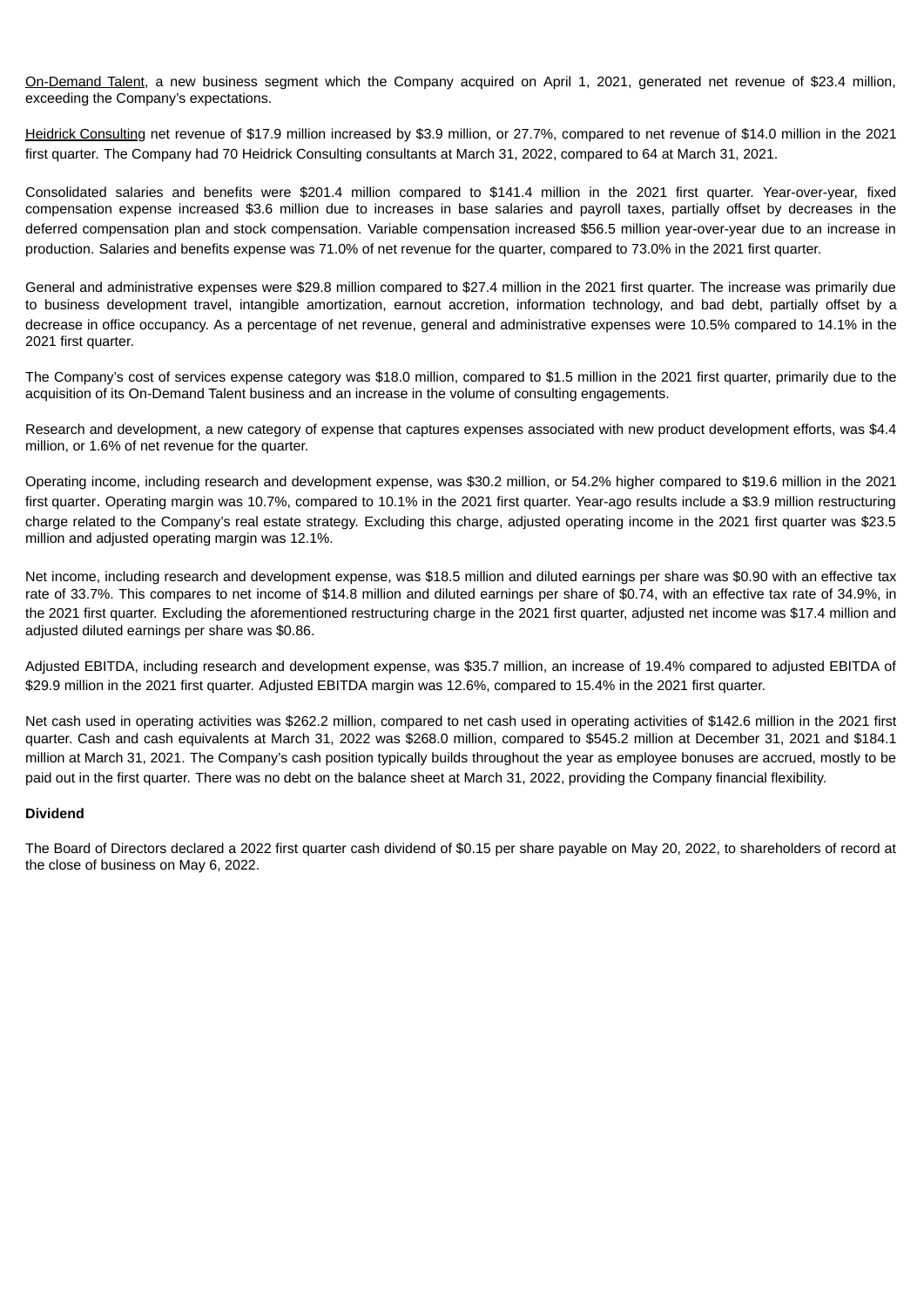On-Demand Talent, a new business segment which the Company acquired on April 1, 2021, generated net revenue of $23.4 million, exceeding the Company's expectations.

Heidrick Consulting net revenue of $17.9 million increased by $3.9 million, or 27.7%, compared to net revenue of $14.0 million in the 2021 first quarter. The Company had 70 Heidrick Consulting consultants at March 31, 2022, compared to 64 at March 31, 2021.

Consolidated salaries and benefits were $201.4 million compared to $141.4 million in the 2021 first quarter. Year-over-year, fixed compensation expense increased $3.6 million due to increases in base salaries and payroll taxes, partially offset by decreases in the deferred compensation plan and stock compensation. Variable compensation increased $56.5 million year-over-year due to an increase in production. Salaries and benefits expense was 71.0% of net revenue for the quarter, compared to 73.0% in the 2021 first quarter.

General and administrative expenses were $29.8 million compared to $27.4 million in the 2021 first quarter. The increase was primarily due to business development travel, intangible amortization, earnout accretion, information technology, and bad debt, partially offset by a decrease in office occupancy. As a percentage of net revenue, general and administrative expenses were 10.5% compared to 14.1% in the 2021 first quarter.

The Company's cost of services expense category was $18.0 million, compared to $1.5 million in the 2021 first quarter, primarily due to the acquisition of its On-Demand Talent business and an increase in the volume of consulting engagements.

Research and development, a new category of expense that captures expenses associated with new product development efforts, was $4.4 million, or 1.6% of net revenue for the quarter.

Operating income, including research and development expense, was $30.2 million, or 54.2% higher compared to $19.6 million in the 2021 first quarter. Operating margin was 10.7%, compared to 10.1% in the 2021 first quarter. Year-ago results include a $3.9 million restructuring charge related to the Company's real estate strategy. Excluding this charge, adjusted operating income in the 2021 first quarter was $23.5 million and adjusted operating margin was 12.1%.

Net income, including research and development expense, was $18.5 million and diluted earnings per share was $0.90 with an effective tax rate of 33.7%. This compares to net income of $14.8 million and diluted earnings per share of $0.74, with an effective tax rate of 34.9%, in the 2021 first quarter. Excluding the aforementioned restructuring charge in the 2021 first quarter, adjusted net income was $17.4 million and adjusted diluted earnings per share was $0.86.

Adjusted EBITDA, including research and development expense, was $35.7 million, an increase of 19.4% compared to adjusted EBITDA of $29.9 million in the 2021 first quarter. Adjusted EBITDA margin was 12.6%, compared to 15.4% in the 2021 first quarter.

Net cash used in operating activities was $262.2 million, compared to net cash used in operating activities of $142.6 million in the 2021 first quarter. Cash and cash equivalents at March 31, 2022 was $268.0 million, compared to $545.2 million at December 31, 2021 and $184.1 million at March 31, 2021. The Company's cash position typically builds throughout the year as employee bonuses are accrued, mostly to be paid out in the first quarter. There was no debt on the balance sheet at March 31, 2022, providing the Company financial flexibility.

**Dividend**

The Board of Directors declared a 2022 first quarter cash dividend of $0.15 per share payable on May 20, 2022, to shareholders of record at the close of business on May 6, 2022.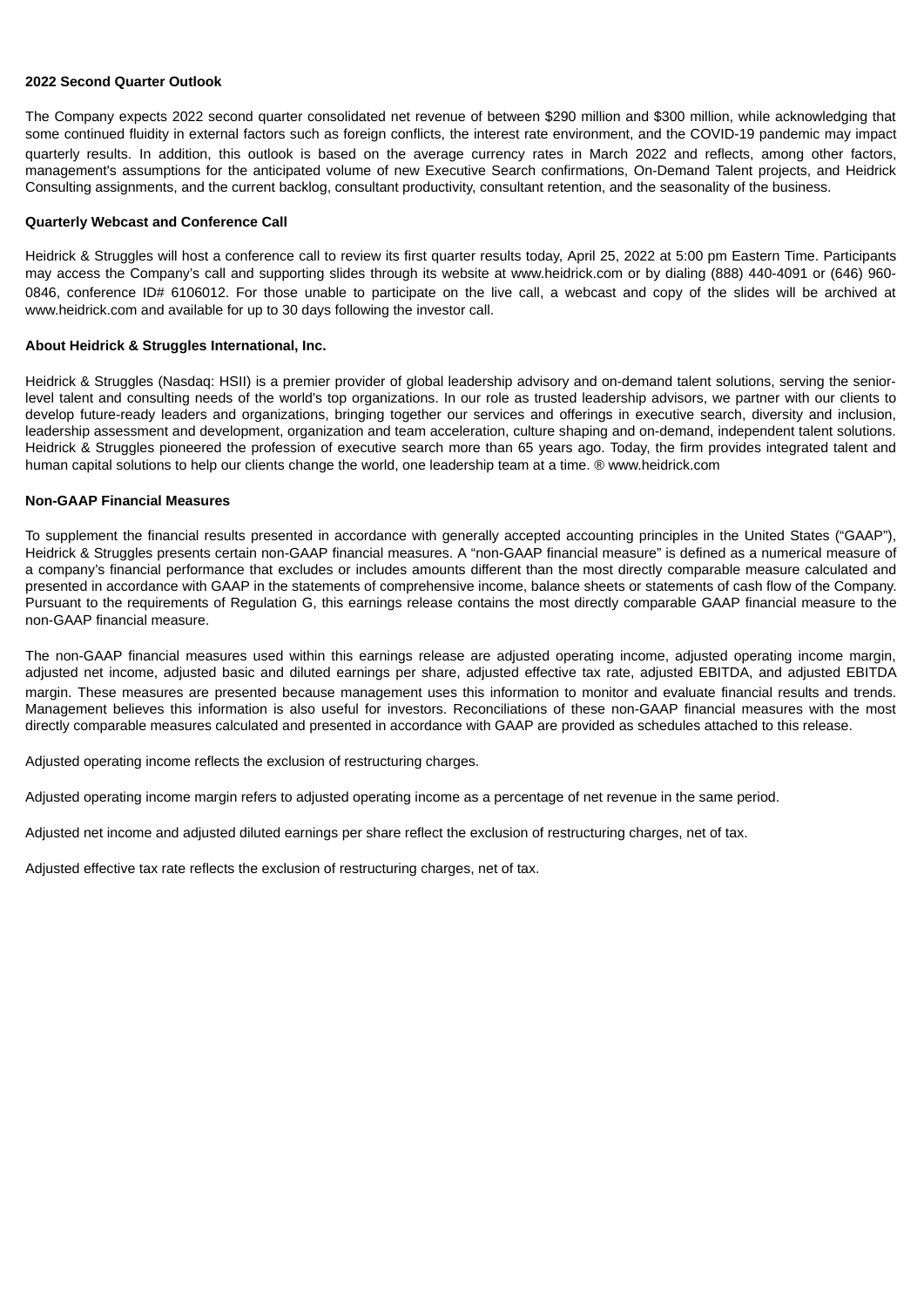**2022 Second Quarter Outlook**

The Company expects 2022 second quarter consolidated net revenue of between $290 million and $300 million, while acknowledging that some continued fluidity in external factors such as foreign conflicts, the interest rate environment, and the COVID-19 pandemic may impact quarterly results. In addition, this outlook is based on the average currency rates in March 2022 and reflects, among other factors, management's assumptions for the anticipated volume of new Executive Search confirmations, On-Demand Talent projects, and Heidrick Consulting assignments, and the current backlog, consultant productivity, consultant retention, and the seasonality of the business.

**Quarterly Webcast and Conference Call**

Heidrick & Struggles will host a conference call to review its first quarter results today, April 25, 2022 at 5:00 pm Eastern Time. Participants may access the Company's call and supporting slides through its website at www.heidrick.com or by dialing (888) 440-4091 or (646) 960-0846, conference ID# 6106012. For those unable to participate on the live call, a webcast and copy of the slides will be archived at www.heidrick.com and available for up to 30 days following the investor call.

**About Heidrick & Struggles International, Inc.**

Heidrick & Struggles (Nasdaq: HSII) is a premier provider of global leadership advisory and on-demand talent solutions, serving the senior-level talent and consulting needs of the world's top organizations. In our role as trusted leadership advisors, we partner with our clients to develop future-ready leaders and organizations, bringing together our services and offerings in executive search, diversity and inclusion, leadership assessment and development, organization and team acceleration, culture shaping and on-demand, independent talent solutions. Heidrick & Struggles pioneered the profession of executive search more than 65 years ago. Today, the firm provides integrated talent and human capital solutions to help our clients change the world, one leadership team at a time. ® www.heidrick.com

**Non-GAAP Financial Measures**

To supplement the financial results presented in accordance with generally accepted accounting principles in the United States ("GAAP"), Heidrick & Struggles presents certain non-GAAP financial measures. A "non-GAAP financial measure" is defined as a numerical measure of a company's financial performance that excludes or includes amounts different than the most directly comparable measure calculated and presented in accordance with GAAP in the statements of comprehensive income, balance sheets or statements of cash flow of the Company. Pursuant to the requirements of Regulation G, this earnings release contains the most directly comparable GAAP financial measure to the non-GAAP financial measure.

The non-GAAP financial measures used within this earnings release are adjusted operating income, adjusted operating income margin, adjusted net income, adjusted basic and diluted earnings per share, adjusted effective tax rate, adjusted EBITDA, and adjusted EBITDA margin. These measures are presented because management uses this information to monitor and evaluate financial results and trends. Management believes this information is also useful for investors. Reconciliations of these non-GAAP financial measures with the most directly comparable measures calculated and presented in accordance with GAAP are provided as schedules attached to this release.

Adjusted operating income reflects the exclusion of restructuring charges.

Adjusted operating income margin refers to adjusted operating income as a percentage of net revenue in the same period.

Adjusted net income and adjusted diluted earnings per share reflect the exclusion of restructuring charges, net of tax.

Adjusted effective tax rate reflects the exclusion of restructuring charges, net of tax.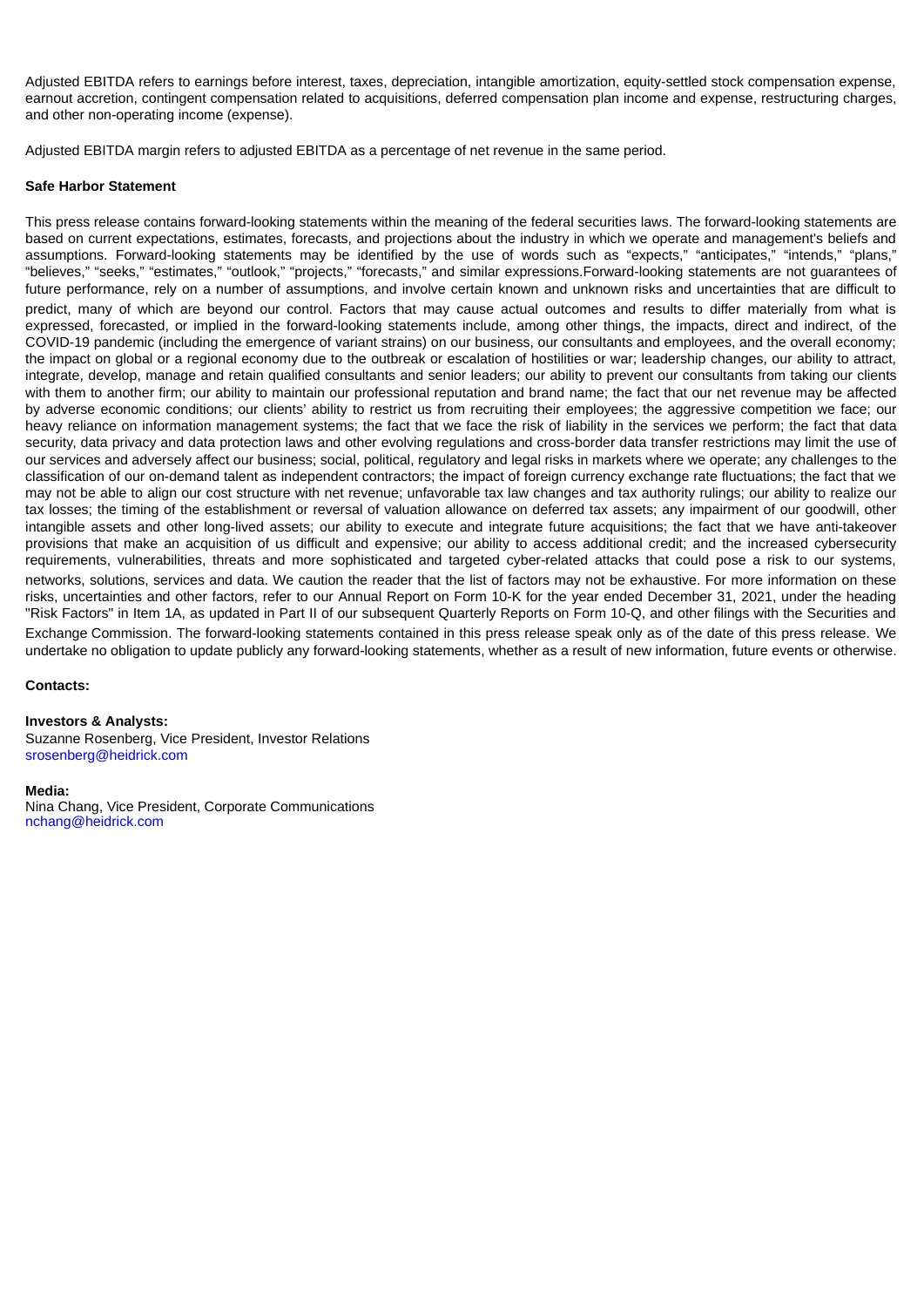Adjusted EBITDA refers to earnings before interest, taxes, depreciation, intangible amortization, equity-settled stock compensation expense, earnout accretion, contingent compensation related to acquisitions, deferred compensation plan income and expense, restructuring charges, and other non-operating income (expense).

Adjusted EBITDA margin refers to adjusted EBITDA as a percentage of net revenue in the same period.

**Safe Harbor Statement**

This press release contains forward-looking statements within the meaning of the federal securities laws. The forward-looking statements are based on current expectations, estimates, forecasts, and projections about the industry in which we operate and management's beliefs and assumptions. Forward-looking statements may be identified by the use of words such as “expects,” “anticipates,” “intends,” “plans,” “believes,” “seeks,” “estimates,” “outlook,” “projects,” “forecasts,” and similar expressions.Forward-looking statements are not guarantees of future performance, rely on a number of assumptions, and involve certain known and unknown risks and uncertainties that are difficult to predict, many of which are beyond our control. Factors that may cause actual outcomes and results to differ materially from what is expressed, forecasted, or implied in the forward-looking statements include, among other things, the impacts, direct and indirect, of the COVID-19 pandemic (including the emergence of variant strains) on our business, our consultants and employees, and the overall economy; the impact on global or a regional economy due to the outbreak or escalation of hostilities or war; leadership changes, our ability to attract, integrate, develop, manage and retain qualified consultants and senior leaders; our ability to prevent our consultants from taking our clients with them to another firm; our ability to maintain our professional reputation and brand name; the fact that our net revenue may be affected by adverse economic conditions; our clients’ ability to restrict us from recruiting their employees; the aggressive competition we face; our heavy reliance on information management systems; the fact that we face the risk of liability in the services we perform; the fact that data security, data privacy and data protection laws and other evolving regulations and cross-border data transfer restrictions may limit the use of our services and adversely affect our business; social, political, regulatory and legal risks in markets where we operate; any challenges to the classification of our on-demand talent as independent contractors; the impact of foreign currency exchange rate fluctuations; the fact that we may not be able to align our cost structure with net revenue; unfavorable tax law changes and tax authority rulings; our ability to realize our tax losses; the timing of the establishment or reversal of valuation allowance on deferred tax assets; any impairment of our goodwill, other intangible assets and other long-lived assets; our ability to execute and integrate future acquisitions; the fact that we have anti-takeover provisions that make an acquisition of us difficult and expensive; our ability to access additional credit; and the increased cybersecurity requirements, vulnerabilities, threats and more sophisticated and targeted cyber-related attacks that could pose a risk to our systems, networks, solutions, services and data. We caution the reader that the list of factors may not be exhaustive. For more information on these risks, uncertainties and other factors, refer to our Annual Report on Form 10-K for the year ended December 31, 2021, under the heading "Risk Factors" in Item 1A, as updated in Part II of our subsequent Quarterly Reports on Form 10-Q, and other filings with the Securities and Exchange Commission. The forward-looking statements contained in this press release speak only as of the date of this press release. We undertake no obligation to update publicly any forward-looking statements, whether as a result of new information, future events or otherwise.

**Contacts:**

**Investors & Analysts:**
Suzanne Rosenberg, Vice President, Investor Relations
srosenberg@heidrick.com

**Media:**
Nina Chang, Vice President, Corporate Communications
nchang@heidrick.com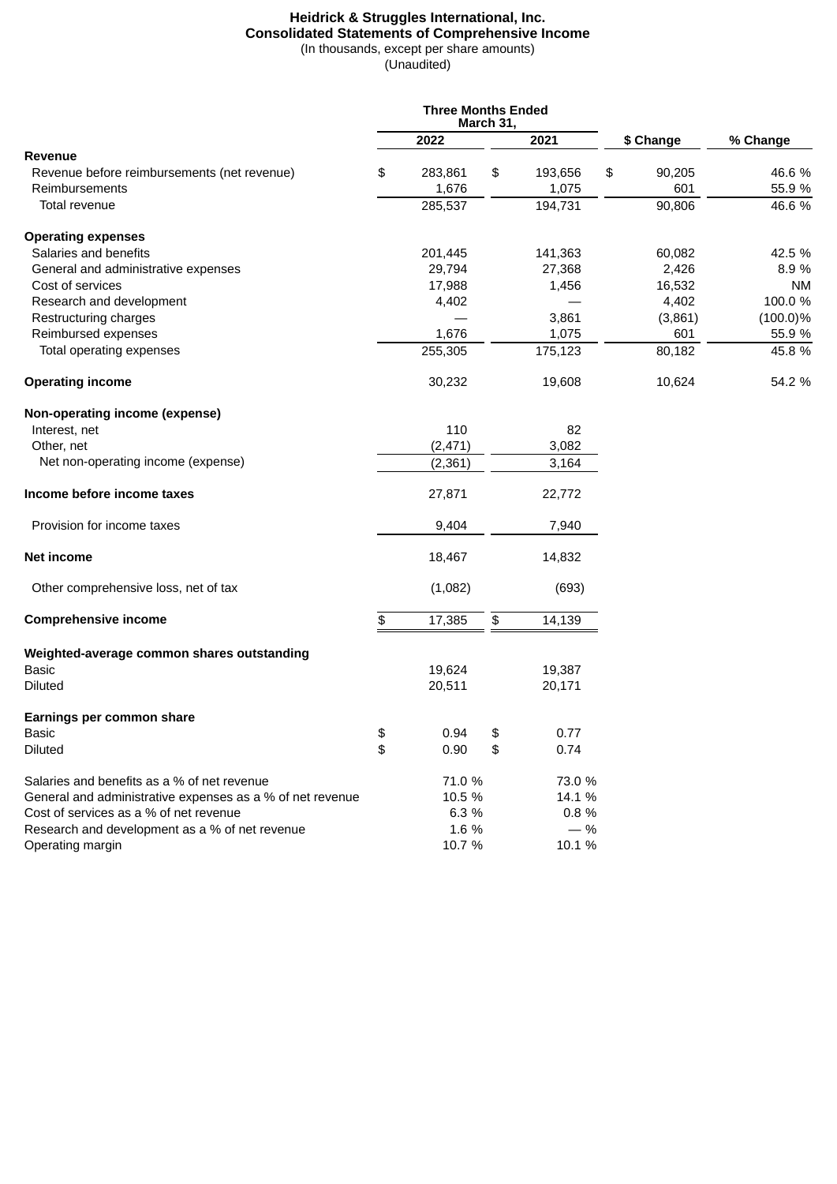**Heidrick & Struggles International, Inc.**
**Consolidated Statements of Comprehensive Income**
(In thousands, except per share amounts)
(Unaudited)

| | Three Months Ended March 31, | | | |
|---|---|---|---|---|
| | 2022 | 2021 | $ Change | % Change |
| **Revenue** | | | | |
| Revenue before reimbursements (net revenue) | $ 283,861 | $ 193,656 | $ 90,205 | 46.6 % |
| Reimbursements | 1,676 | 1,075 | 601 | 55.9 % |
| Total revenue | 285,537 | 194,731 | 90,806 | 46.6 % |
| **Operating expenses** | | | | |
| Salaries and benefits | 201,445 | 141,363 | 60,082 | 42.5 % |
| General and administrative expenses | 29,794 | 27,368 | 2,426 | 8.9 % |
| Cost of services | 17,988 | 1,456 | 16,532 | NM |
| Research and development | 4,402 | — | 4,402 | 100.0 % |
| Restructuring charges | — | 3,861 | (3,861) | (100.0)% |
| Reimbursed expenses | 1,676 | 1,075 | 601 | 55.9 % |
| Total operating expenses | 255,305 | 175,123 | 80,182 | 45.8 % |
| **Operating income** | 30,232 | 19,608 | 10,624 | 54.2 % |
| **Non-operating income (expense)** | | | | |
| Interest, net | 110 | 82 | | |
| Other, net | (2,471) | 3,082 | | |
| Net non-operating income (expense) | (2,361) | 3,164 | | |
| **Income before income taxes** | 27,871 | 22,772 | | |
| Provision for income taxes | 9,404 | 7,940 | | |
| **Net income** | 18,467 | 14,832 | | |
| Other comprehensive loss, net of tax | (1,082) | (693) | | |
| **Comprehensive income** | $ 17,385 | $ 14,139 | | |
| **Weighted-average common shares outstanding** | | | | |
| Basic | 19,624 | 19,387 | | |
| Diluted | 20,511 | 20,171 | | |
| **Earnings per common share** | | | | |
| Basic | $ 0.94 | $ 0.77 | | |
| Diluted | $ 0.90 | $ 0.74 | | |
| Salaries and benefits as a % of net revenue | 71.0 % | 73.0 % | | |
| General and administrative expenses as a % of net revenue | 10.5 % | 14.1 % | | |
| Cost of services as a % of net revenue | 6.3 % | 0.8 % | | |
| Research and development as a % of net revenue | 1.6 % | — % | | |
| Operating margin | 10.7 % | 10.1 % | | |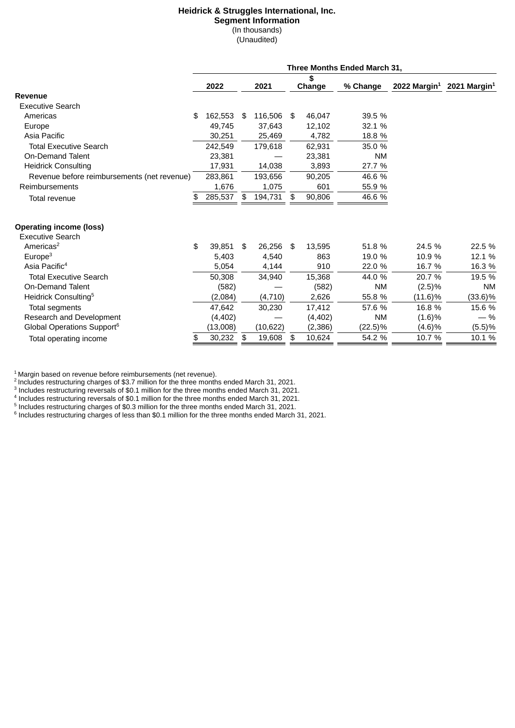# Heidrick & Struggles International, Inc.
## Segment Information
(In thousands)
(Unaudited)

| | Three Months Ended March 31, | | | | | |
|---|---|---|---|---|---|---|
| | 2022 | 2021 | $ Change | % Change | 2022 Margin[1] | 2021 Margin[1] |
| **Revenue** | | | | | | |
| Executive Search | | | | | | |
| Americas | $ 162,553 | $ 116,506 | $ 46,047 | 39.5 % | | |
| Europe | 49,745 | 37,643 | 12,102 | 32.1 % | | |
| Asia Pacific | 30,251 | 25,469 | 4,782 | 18.8 % | | |
| Total Executive Search | 242,549 | 179,618 | 62,931 | 35.0 % | | |
| On-Demand Talent | 23,381 | — | 23,381 | NM | | |
| Heidrick Consulting | 17,931 | 14,038 | 3,893 | 27.7 % | | |
| Revenue before reimbursements (net revenue) | 283,861 | 193,656 | 90,205 | 46.6 % | | |
| Reimbursements | 1,676 | 1,075 | 601 | 55.9 % | | |
| Total revenue | $ 285,537 | $ 194,731 | $ 90,806 | 46.6 % | | |
| | | | | | | |
| **Operating income (loss)** | | | | | | |
| Executive Search | | | | | | |
| Americas[2] | $ 39,851 | $ 26,256 | $ 13,595 | 51.8 % | 24.5 % | 22.5 % |
| Europe[3] | 5,403 | 4,540 | 863 | 19.0 % | 10.9 % | 12.1 % |
| Asia Pacific[4] | 5,054 | 4,144 | 910 | 22.0 % | 16.7 % | 16.3 % |
| Total Executive Search | 50,308 | 34,940 | 15,368 | 44.0 % | 20.7 % | 19.5 % |
| On-Demand Talent | (582) | — | (582) | NM | (2.5)% | NM |
| Heidrick Consulting[5] | (2,084) | (4,710) | 2,626 | 55.8 % | (11.6)% | (33.6)% |
| Total segments | 47,642 | 30,230 | 17,412 | 57.6 % | 16.8 % | 15.6 % |
| Research and Development | (4,402) | — | (4,402) | NM | (1.6)% | — % |
| Global Operations Support[6] | (13,008) | (10,622) | (2,386) | (22.5)% | (4.6)% | (5.5)% |
| Total operating income | $ 30,232 | $ 19,608 | $ 10,624 | 54.2 % | 10.7 % | 10.1 % |

[1] Margin based on revenue before reimbursements (net revenue).
[2] Includes restructuring charges of $3.7 million for the three months ended March 31, 2021.
[3] Includes restructuring reversals of $0.1 million for the three months ended March 31, 2021.
[4] Includes restructuring reversals of $0.1 million for the three months ended March 31, 2021.
[5] Includes restructuring charges of $0.3 million for the three months ended March 31, 2021.
[6] Includes restructuring charges of less than $0.1 million for the three months ended March 31, 2021.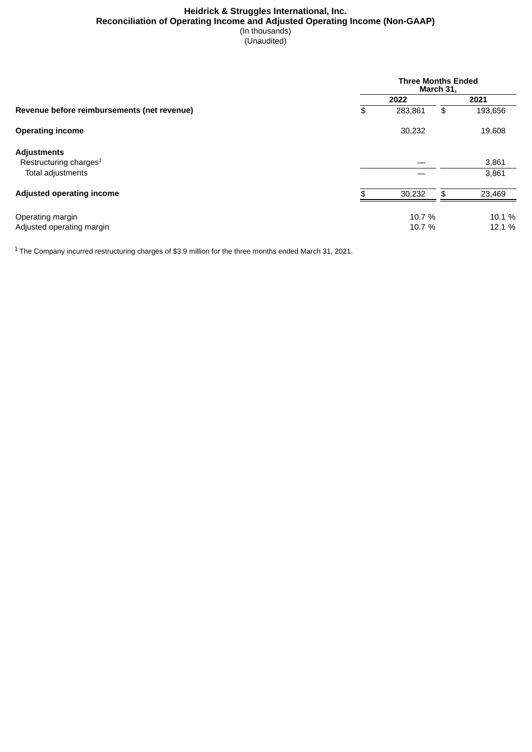# Heidrick & Struggles International, Inc.

## Reconciliation of Operating Income and Adjusted Operating Income (Non-GAAP)

(In thousands)

(Unaudited)

| | Three Months Ended March 31, | |
|---|---|---|
| | 2022 | 2021 |
| **Revenue before reimbursements (net revenue)** | $ 283,861 | $ 193,656 |
| **Operating income** | 30,232 | 19,608 |
| **Adjustments** | | |
| Restructuring charges[1] | — | 3,861 |
| Total adjustments | — | 3,861 |
| **Adjusted operating income** | $ 30,232 | $ 23,469 |
| Operating margin | 10.7 % | 10.1 % |
| Adjusted operating margin | 10.7 % | 12.1 % |

[1] The Company incurred restructuring charges of $3.9 million for the three months ended March 31, 2021.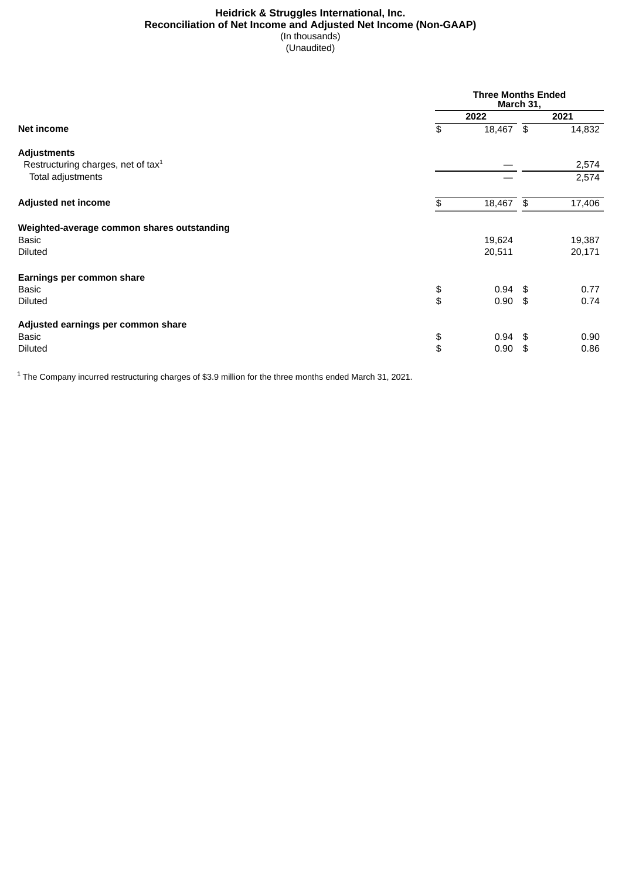**Heidrick & Struggles International, Inc.**
**Reconciliation of Net Income and Adjusted Net Income (Non-GAAP)**
(In thousands)
(Unaudited)

| | Three Months Ended March 31, | |
|---|---|---|
| | 2022 | 2021 |
| **Net income** | $ 18,467 | $ 14,832 |
| **Adjustments** | | |
| Restructuring charges, net of tax[1] | — | 2,574 |
| Total adjustments | — | 2,574 |
| **Adjusted net income** | $ 18,467 | $ 17,406 |
| **Weighted-average common shares outstanding** | | |
| Basic | 19,624 | 19,387 |
| Diluted | 20,511 | 20,171 |
| **Earnings per common share** | | |
| Basic | $ 0.94 | $ 0.77 |
| Diluted | $ 0.90 | $ 0.74 |
| **Adjusted earnings per common share** | | |
| Basic | $ 0.94 | $ 0.90 |
| Diluted | $ 0.90 | $ 0.86 |

[1] The Company incurred restructuring charges of $3.9 million for the three months ended March 31, 2021.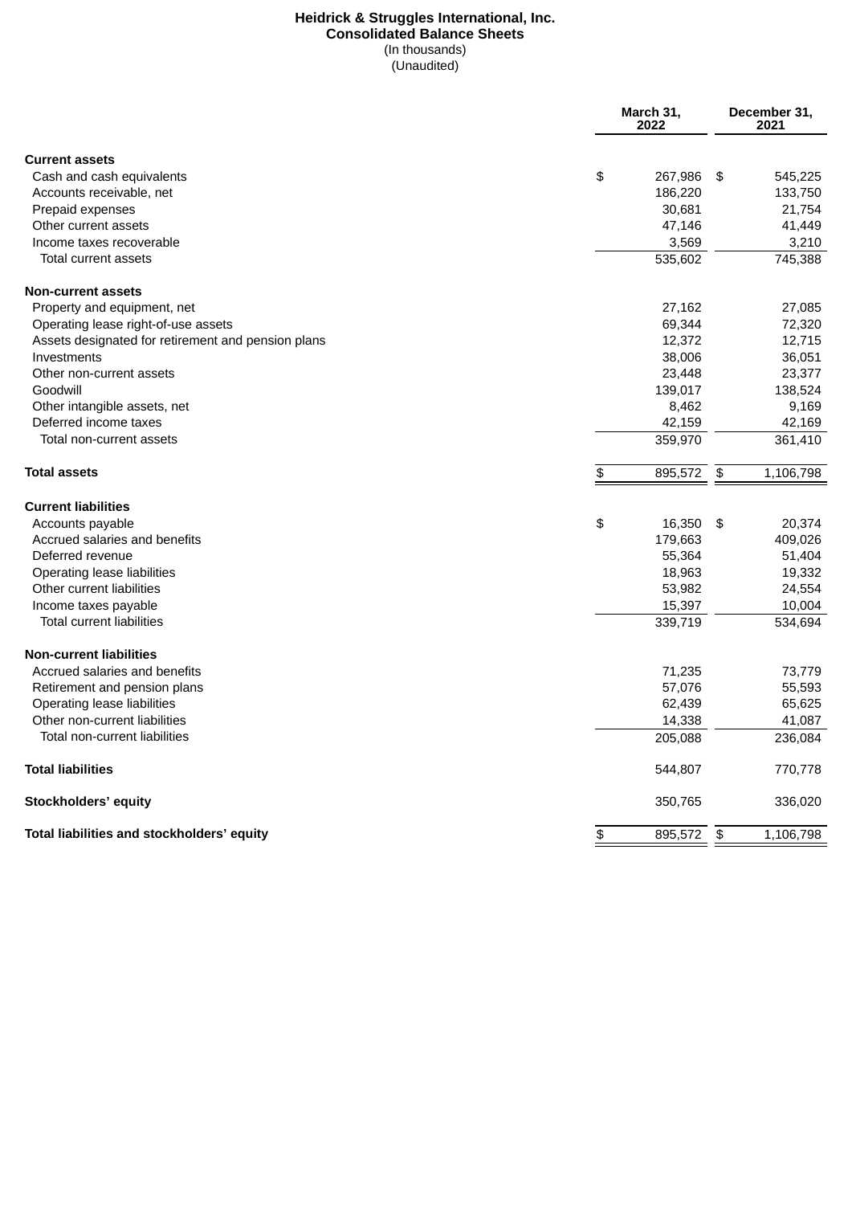# Heidrick & Struggles International, Inc.
## Consolidated Balance Sheets
(In thousands)
(Unaudited)

| | March 31, 2022 | December 31, 2021 |
|---|---|---|
| **Current assets** | | |
| Cash and cash equivalents | $ 267,986 | $ 545,225 |
| Accounts receivable, net | 186,220 | 133,750 |
| Prepaid expenses | 30,681 | 21,754 |
| Other current assets | 47,146 | 41,449 |
| Income taxes recoverable | 3,569 | 3,210 |
| Total current assets | 535,602 | 745,388 |
| **Non-current assets** | | |
| Property and equipment, net | 27,162 | 27,085 |
| Operating lease right-of-use assets | 69,344 | 72,320 |
| Assets designated for retirement and pension plans | 12,372 | 12,715 |
| Investments | 38,006 | 36,051 |
| Other non-current assets | 23,448 | 23,377 |
| Goodwill | 139,017 | 138,524 |
| Other intangible assets, net | 8,462 | 9,169 |
| Deferred income taxes | 42,159 | 42,169 |
| Total non-current assets | 359,970 | 361,410 |
| **Total assets** | $ 895,572 | $ 1,106,798 |
| **Current liabilities** | | |
| Accounts payable | $ 16,350 | $ 20,374 |
| Accrued salaries and benefits | 179,663 | 409,026 |
| Deferred revenue | 55,364 | 51,404 |
| Operating lease liabilities | 18,963 | 19,332 |
| Other current liabilities | 53,982 | 24,554 |
| Income taxes payable | 15,397 | 10,004 |
| Total current liabilities | 339,719 | 534,694 |
| **Non-current liabilities** | | |
| Accrued salaries and benefits | 71,235 | 73,779 |
| Retirement and pension plans | 57,076 | 55,593 |
| Operating lease liabilities | 62,439 | 65,625 |
| Other non-current liabilities | 14,338 | 41,087 |
| Total non-current liabilities | 205,088 | 236,084 |
| **Total liabilities** | 544,807 | 770,778 |
| **Stockholders' equity** | 350,765 | 336,020 |
| **Total liabilities and stockholders' equity** | $ 895,572 | $ 1,106,798 |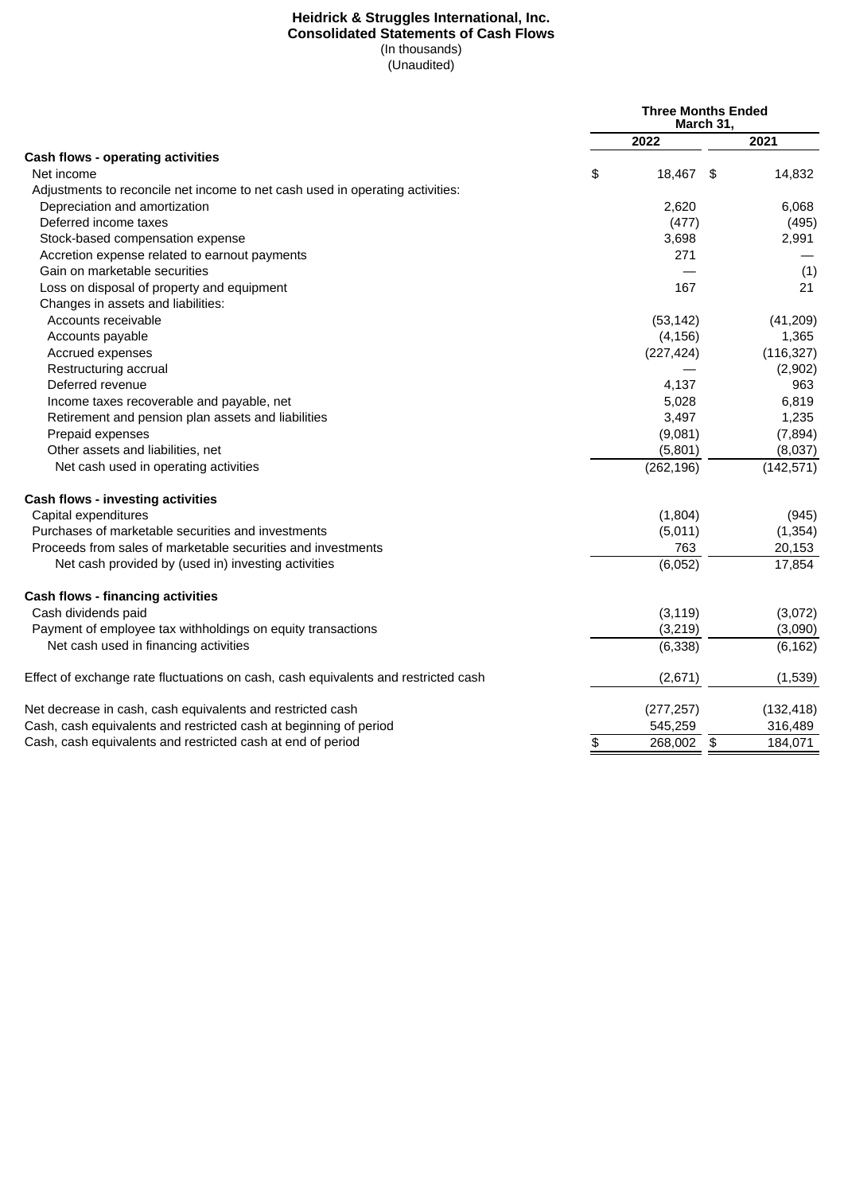# Heidrick & Struggles International, Inc.
## Consolidated Statements of Cash Flows
(In thousands)
(Unaudited)

| | Three Months Ended March 31, | |
|---|---|---|
| | 2022 | 2021 |
| **Cash flows - operating activities** | | |
| Net income | $ 18,467 | $ 14,832 |
| Adjustments to reconcile net income to net cash used in operating activities: | | |
| Depreciation and amortization | 2,620 | 6,068 |
| Deferred income taxes | (477) | (495) |
| Stock-based compensation expense | 3,698 | 2,991 |
| Accretion expense related to earnout payments | 271 | — |
| Gain on marketable securities | — | (1) |
| Loss on disposal of property and equipment | 167 | 21 |
| Changes in assets and liabilities: | | |
| Accounts receivable | (53,142) | (41,209) |
| Accounts payable | (4,156) | 1,365 |
| Accrued expenses | (227,424) | (116,327) |
| Restructuring accrual | — | (2,902) |
| Deferred revenue | 4,137 | 963 |
| Income taxes recoverable and payable, net | 5,028 | 6,819 |
| Retirement and pension plan assets and liabilities | 3,497 | 1,235 |
| Prepaid expenses | (9,081) | (7,894) |
| Other assets and liabilities, net | (5,801) | (8,037) |
| Net cash used in operating activities | (262,196) | (142,571) |
| **Cash flows - investing activities** | | |
| Capital expenditures | (1,804) | (945) |
| Purchases of marketable securities and investments | (5,011) | (1,354) |
| Proceeds from sales of marketable securities and investments | 763 | 20,153 |
| Net cash provided by (used in) investing activities | (6,052) | 17,854 |
| **Cash flows - financing activities** | | |
| Cash dividends paid | (3,119) | (3,072) |
| Payment of employee tax withholdings on equity transactions | (3,219) | (3,090) |
| Net cash used in financing activities | (6,338) | (6,162) |
| Effect of exchange rate fluctuations on cash, cash equivalents and restricted cash | (2,671) | (1,539) |
| Net decrease in cash, cash equivalents and restricted cash | (277,257) | (132,418) |
| Cash, cash equivalents and restricted cash at beginning of period | 545,259 | 316,489 |
| Cash, cash equivalents and restricted cash at end of period | $ 268,002 | $ 184,071 |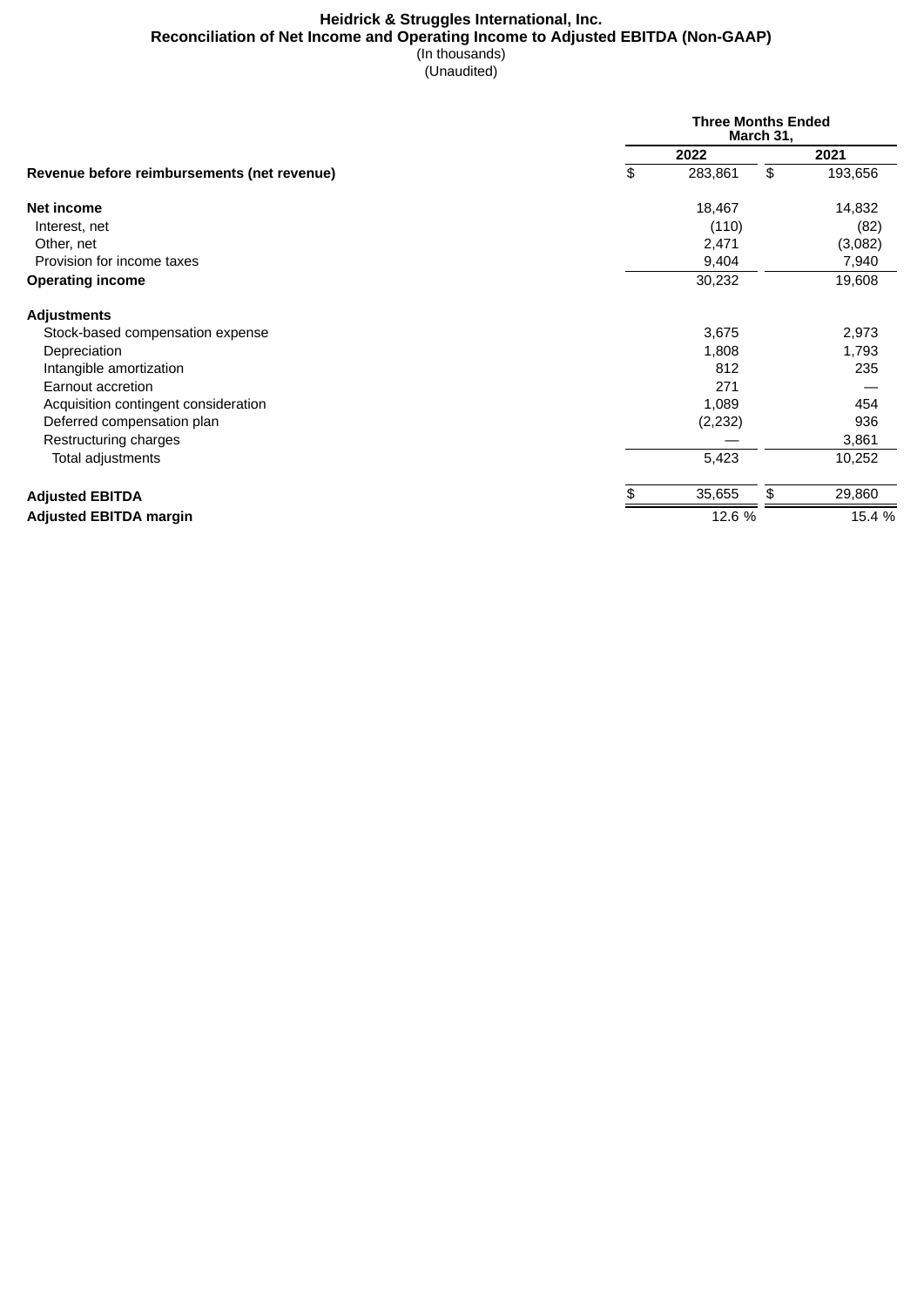# Heidrick & Struggles International, Inc.

## Reconciliation of Net Income and Operating Income to Adjusted EBITDA (Non-GAAP)

(In thousands)

(Unaudited)

| | Three Months Ended March 31, | |
|---|---|---|
| | 2022 | 2021 |
| **Revenue before reimbursements (net revenue)** | $ 283,861 | $ 193,656 |
| | | |
| **Net income** | 18,467 | 14,832 |
| Interest, net | (110) | (82) |
| Other, net | 2,471 | (3,082) |
| Provision for income taxes | 9,404 | 7,940 |
| **Operating income** | 30,232 | 19,608 |
| | | |
| **Adjustments** | | |
| Stock-based compensation expense | 3,675 | 2,973 |
| Depreciation | 1,808 | 1,793 |
| Intangible amortization | 812 | 235 |
| Earnout accretion | 271 | — |
| Acquisition contingent consideration | 1,089 | 454 |
| Deferred compensation plan | (2,232) | 936 |
| Restructuring charges | — | 3,861 |
| Total adjustments | 5,423 | 10,252 |
| | | |
| **Adjusted EBITDA** | $ 35,655 | $ 29,860 |
| **Adjusted EBITDA margin** | 12.6 % | 15.4 % |